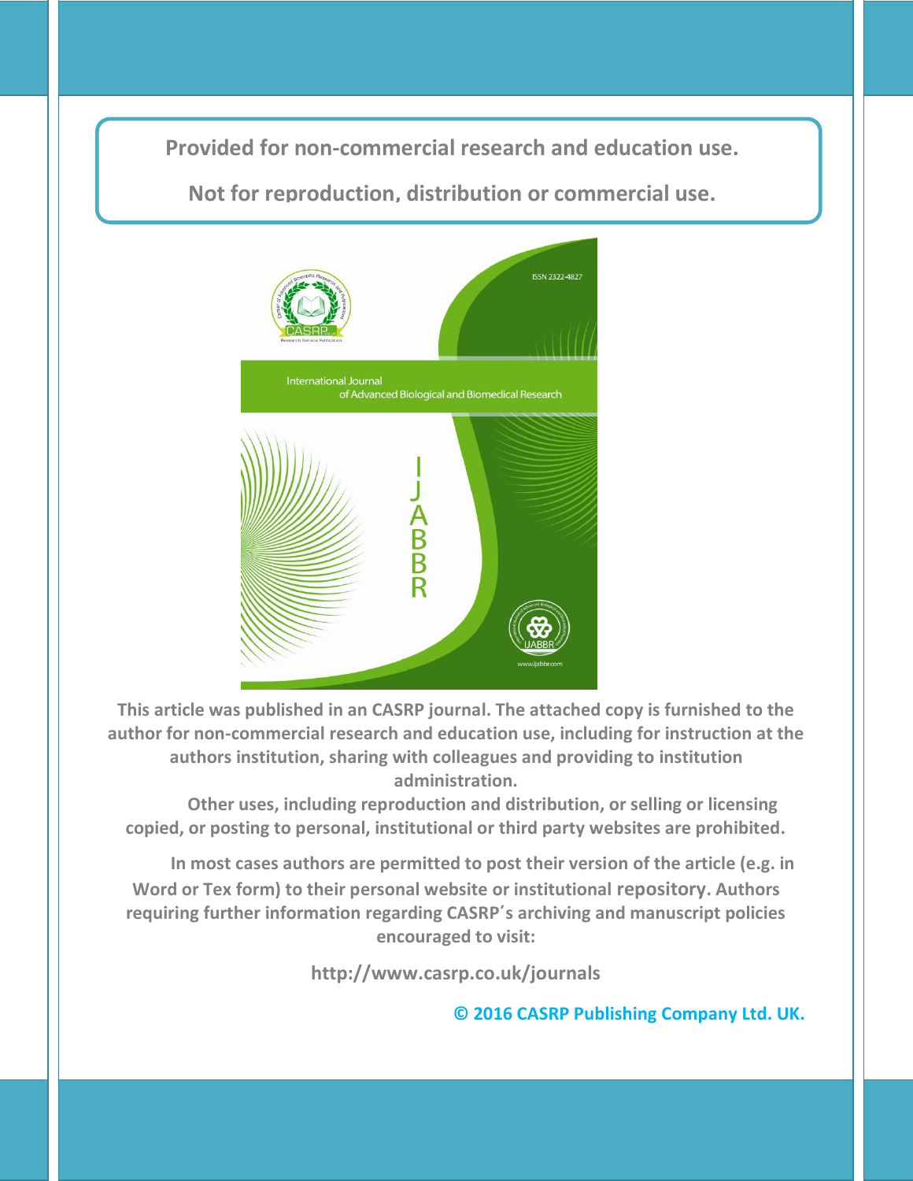**Provided for non-commercial research and education use.**

**Not for reproduction, distribution or commercial use.**

**This article was published in an CASRP journal. The attached copy is furnished to the author for non-commercial research and education use, including for instruction at the authors institution, sharing with colleagues and providing to institution administration.**

**Other uses, including reproduction and distribution, or selling or licensing copied, or posting to personal, institutional or third party websites are prohibited.**

**In most cases authors are permitted to post their version of the article (e.g. in Word or Tex form) to their personal website or institutional repository. Authors requiring further information regarding CASRP's archiving and manuscript policies encouraged to visit:**

**http://www.casrp.co.uk/journals**

**© 2016 CASRP Publishing Company Ltd. UK.**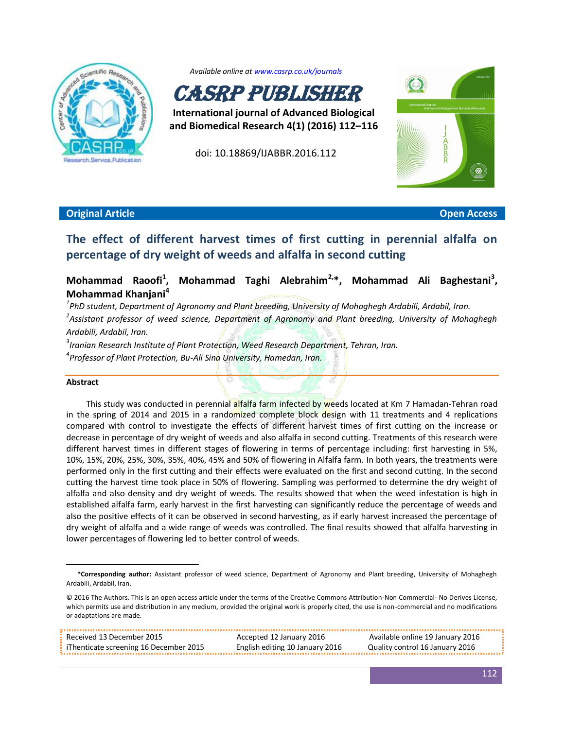Available online at www.casrp.co.uk/journals

# CASRP PUBLISHER

International journal of Advanced Biological and Biomedical Research 4(1) (2016) 112–116

doi: 10.18869/IJABBR.2016.112

**Original Article** **Open Access**

## The effect of different harvest times of first cutting in perennial alfalfa on percentage of dry weight of weeds and alfalfa in second cutting

**Mohammad Raoofi[1], Mohammad Taghi Alebrahim[2,*], Mohammad Ali Baghestani[3], Mohammad Khanjani[4]**

[1]*PhD student, Department of Agronomy and Plant breeding, University of Mohaghegh Ardabili, Ardabil, Iran.*

[2]*Assistant professor of weed science, Department of Agronomy and Plant breeding, University of Mohaghegh Ardabili, Ardabil, Iran.*

[3]*Iranian Research Institute of Plant Protection, Weed Research Department, Tehran, Iran.*

[4]*Professor of Plant Protection, Bu-Ali Sina University, Hamedan, Iran.*

### Abstract

This study was conducted in perennial alfalfa farm infected by weeds located at Km 7 Hamadan-Tehran road in the spring of 2014 and 2015 in a randomized complete block design with 11 treatments and 4 replications compared with control to investigate the effects of different harvest times of first cutting on the increase or decrease in percentage of dry weight of weeds and also alfalfa in second cutting. Treatments of this research were different harvest times in different stages of flowering in terms of percentage including: first harvesting in 5%, 10%, 15%, 20%, 25%, 30%, 35%, 40%, 45% and 50% of flowering in Alfalfa farm. In both years, the treatments were performed only in the first cutting and their effects were evaluated on the first and second cutting. In the second cutting the harvest time took place in 50% of flowering. Sampling was performed to determine the dry weight of alfalfa and also density and dry weight of weeds. The results showed that when the weed infestation is high in established alfalfa farm, early harvest in the first harvesting can significantly reduce the percentage of weeds and also the positive effects of it can be observed in second harvesting, as if early harvest increased the percentage of dry weight of alfalfa and a wide range of weeds was controlled. The final results showed that alfalfa harvesting in lower percentages of flowering led to better control of weeds.

---

***Corresponding author:** Assistant professor of weed science, Department of Agronomy and Plant breeding, University of Mohaghegh Ardabili, Ardabil, Iran.

© 2016 The Authors. This is an open access article under the terms of the Creative Commons Attribution-Non Commercial- No Derives License, which permits use and distribution in any medium, provided the original work is properly cited, the use is non-commercial and no modifications or adaptations are made.

| Received 13 December 2015 | Accepted 12 January 2016 | Available online 19 January 2016 |
|---|---|---|
| iThenticate screening 16 December 2015 | English editing 10 January 2016 | Quality control 16 January 2016 |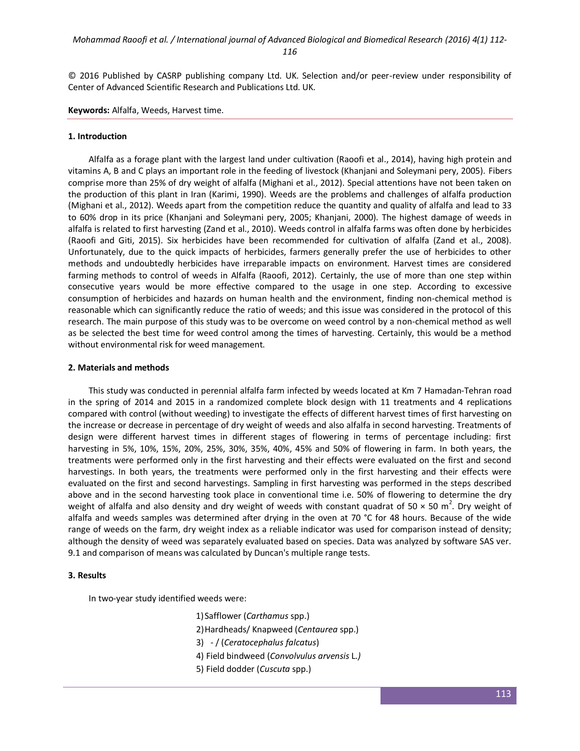© 2016 Published by CASRP publishing company Ltd. UK. Selection and/or peer-review under responsibility of Center of Advanced Scientific Research and Publications Ltd. UK.

**Keywords:** Alfalfa, Weeds, Harvest time.

## 1. Introduction

Alfalfa as a forage plant with the largest land under cultivation (Raoofi et al., 2014), having high protein and vitamins A, B and C plays an important role in the feeding of livestock (Khanjani and Soleymani pery, 2005). Fibers comprise more than 25% of dry weight of alfalfa (Mighani et al., 2012). Special attentions have not been taken on the production of this plant in Iran (Karimi, 1990). Weeds are the problems and challenges of alfalfa production (Mighani et al., 2012). Weeds apart from the competition reduce the quantity and quality of alfalfa and lead to 33 to 60% drop in its price (Khanjani and Soleymani pery, 2005; Khanjani, 2000). The highest damage of weeds in alfalfa is related to first harvesting (Zand et al., 2010). Weeds control in alfalfa farms was often done by herbicides (Raoofi and Giti, 2015). Six herbicides have been recommended for cultivation of alfalfa (Zand et al., 2008). Unfortunately, due to the quick impacts of herbicides, farmers generally prefer the use of herbicides to other methods and undoubtedly herbicides have irreparable impacts on environment. Harvest times are considered farming methods to control of weeds in Alfalfa (Raoofi, 2012). Certainly, the use of more than one step within consecutive years would be more effective compared to the usage in one step. According to excessive consumption of herbicides and hazards on human health and the environment, finding non-chemical method is reasonable which can significantly reduce the ratio of weeds; and this issue was considered in the protocol of this research. The main purpose of this study was to be overcome on weed control by a non-chemical method as well as be selected the best time for weed control among the times of harvesting. Certainly, this would be a method without environmental risk for weed management.

## 2. Materials and methods

This study was conducted in perennial alfalfa farm infected by weeds located at Km 7 Hamadan-Tehran road in the spring of 2014 and 2015 in a randomized complete block design with 11 treatments and 4 replications compared with control (without weeding) to investigate the effects of different harvest times of first harvesting on the increase or decrease in percentage of dry weight of weeds and also alfalfa in second harvesting. Treatments of design were different harvest times in different stages of flowering in terms of percentage including: first harvesting in 5%, 10%, 15%, 20%, 25%, 30%, 35%, 40%, 45% and 50% of flowering in farm. In both years, the treatments were performed only in the first harvesting and their effects were evaluated on the first and second harvestings. In both years, the treatments were performed only in the first harvesting and their effects were evaluated on the first and second harvestings. Sampling in first harvesting was performed in the steps described above and in the second harvesting took place in conventional time i.e. 50% of flowering to determine the dry weight of alfalfa and also density and dry weight of weeds with constant quadrat of 50 × 50 $m^2$. Dry weight of alfalfa and weeds samples was determined after drying in the oven at 70 °C for 48 hours. Because of the wide range of weeds on the farm, dry weight index as a reliable indicator was used for comparison instead of density; although the density of weed was separately evaluated based on species. Data was analyzed by software SAS ver. 9.1 and comparison of means was calculated by Duncan's multiple range tests.

## 3. Results

In two-year study identified weeds were:

1) Safflower (*Carthamus* spp.)
2) Hardheads/ Knapweed (*Centaurea* spp.)
3) - / (*Ceratocephalus falcatus*)
4) Field bindweed (*Convolvulus arvensis* L.)
5) Field dodder (*Cuscuta* spp.)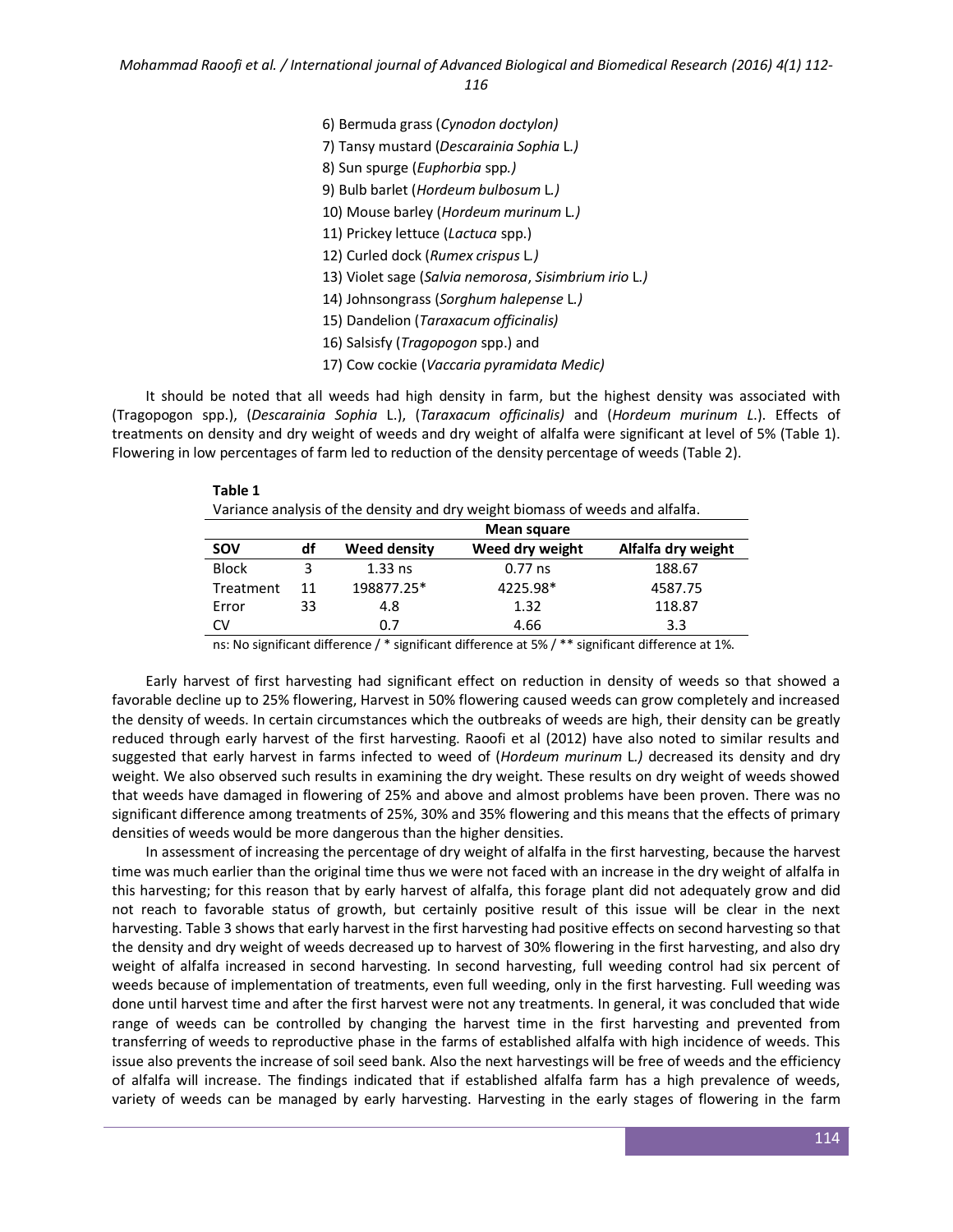6) Bermuda grass (*Cynodon doctylon)*
7) Tansy mustard (*Descarainia Sophia* L.*)*
8) Sun spurge (*Euphorbia* spp*.)*
9) Bulb barlet (*Hordeum bulbosum* L*.)*
10) Mouse barley (*Hordeum murinum* L*.)*
11) Prickey lettuce (*Lactuca* spp.)
12) Curled dock (*Rumex crispus* L*.)*
13) Violet sage (*Salvia nemorosa*, *Sisimbrium irio* L*.)*
14) Johnsongrass (*Sorghum halepense* L*.)*
15) Dandelion (*Taraxacum officinalis)*
16) Salsisfy (*Tragopogon* spp.) and
17) Cow cockie (*Vaccaria pyramidata Medic)*

It should be noted that all weeds had high density in farm, but the highest density was associated with (Tragopogon spp.), (*Descarainia Sophia* L.), (*Taraxacum officinalis)* and (*Hordeum murinum L*.). Effects of treatments on density and dry weight of weeds and dry weight of alfalfa were significant at level of 5% (Table 1). Flowering in low percentages of farm led to reduction of the density percentage of weeds (Table 2).

**Table 1**
Variance analysis of the density and dry weight biomass of weeds and alfalfa.

| | | Mean square | | |
|---|---|---|---|---|
| **SOV** | **df** | **Weed density** | **Weed dry weight** | **Alfalfa dry weight** |
| Block | 3 | 1.33 ns | 0.77 ns | 188.67 |
| Treatment | 11 | 198877.25* | 4225.98* | 4587.75 |
| Error | 33 | 4.8 | 1.32 | 118.87 |
| CV | | 0.7 | 4.66 | 3.3 |

ns: No significant difference / * significant difference at 5% / ** significant difference at 1%.

Early harvest of first harvesting had significant effect on reduction in density of weeds so that showed a favorable decline up to 25% flowering, Harvest in 50% flowering caused weeds can grow completely and increased the density of weeds. In certain circumstances which the outbreaks of weeds are high, their density can be greatly reduced through early harvest of the first harvesting. Raoofi et al (2012) have also noted to similar results and suggested that early harvest in farms infected to weed of (*Hordeum murinum* L*.)* decreased its density and dry weight. We also observed such results in examining the dry weight. These results on dry weight of weeds showed that weeds have damaged in flowering of 25% and above and almost problems have been proven. There was no significant difference among treatments of 25%, 30% and 35% flowering and this means that the effects of primary densities of weeds would be more dangerous than the higher densities.

In assessment of increasing the percentage of dry weight of alfalfa in the first harvesting, because the harvest time was much earlier than the original time thus we were not faced with an increase in the dry weight of alfalfa in this harvesting; for this reason that by early harvest of alfalfa, this forage plant did not adequately grow and did not reach to favorable status of growth, but certainly positive result of this issue will be clear in the next harvesting. Table 3 shows that early harvest in the first harvesting had positive effects on second harvesting so that the density and dry weight of weeds decreased up to harvest of 30% flowering in the first harvesting, and also dry weight of alfalfa increased in second harvesting. In second harvesting, full weeding control had six percent of weeds because of implementation of treatments, even full weeding, only in the first harvesting. Full weeding was done until harvest time and after the first harvest were not any treatments. In general, it was concluded that wide range of weeds can be controlled by changing the harvest time in the first harvesting and prevented from transferring of weeds to reproductive phase in the farms of established alfalfa with high incidence of weeds. This issue also prevents the increase of soil seed bank. Also the next harvestings will be free of weeds and the efficiency of alfalfa will increase. The findings indicated that if established alfalfa farm has a high prevalence of weeds, variety of weeds can be managed by early harvesting. Harvesting in the early stages of flowering in the farm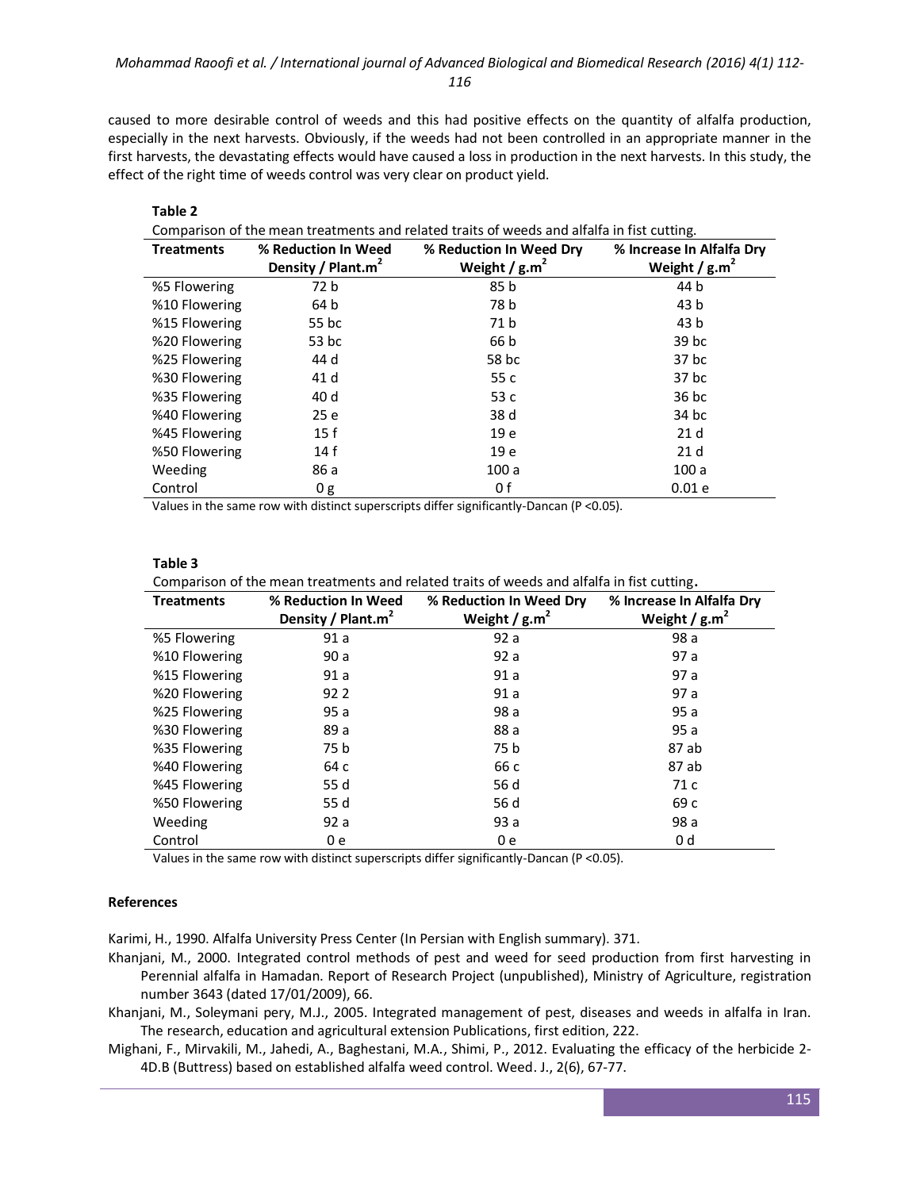caused to more desirable control of weeds and this had positive effects on the quantity of alfalfa production, especially in the next harvests. Obviously, if the weeds had not been controlled in an appropriate manner in the first harvests, the devastating effects would have caused a loss in production in the next harvests. In this study, the effect of the right time of weeds control was very clear on product yield.

**Table 2**

Comparison of the mean treatments and related traits of weeds and alfalfa in fist cutting.

| Treatments | % Reduction In Weed Density / Plant.m$^2$ | % Reduction In Weed Dry Weight / g.m$^2$ | % Increase In Alfalfa Dry Weight / g.m$^2$ |
|---|---|---|---|
| %5 Flowering | 72 b | 85 b | 44 b |
| %10 Flowering | 64 b | 78 b | 43 b |
| %15 Flowering | 55 bc | 71 b | 43 b |
| %20 Flowering | 53 bc | 66 b | 39 bc |
| %25 Flowering | 44 d | 58 bc | 37 bc |
| %30 Flowering | 41 d | 55 c | 37 bc |
| %35 Flowering | 40 d | 53 c | 36 bc |
| %40 Flowering | 25 e | 38 d | 34 bc |
| %45 Flowering | 15 f | 19 e | 21 d |
| %50 Flowering | 14 f | 19 e | 21 d |
| Weeding | 86 a | 100 a | 100 a |
| Control | 0 g | 0 f | 0.01 e |

Values in the same row with distinct superscripts differ significantly-Dancan (P <0.05).

**Table 3**

Comparison of the mean treatments and related traits of weeds and alfalfa in fist cutting.

| Treatments | % Reduction In Weed Density / Plant.m$^2$ | % Reduction In Weed Dry Weight / g.m$^2$ | % Increase In Alfalfa Dry Weight / g.m$^2$ |
|---|---|---|---|
| %5 Flowering | 91 a | 92 a | 98 a |
| %10 Flowering | 90 a | 92 a | 97 a |
| %15 Flowering | 91 a | 91 a | 97 a |
| %20 Flowering | 92 2 | 91 a | 97 a |
| %25 Flowering | 95 a | 98 a | 95 a |
| %30 Flowering | 89 a | 88 a | 95 a |
| %35 Flowering | 75 b | 75 b | 87 ab |
| %40 Flowering | 64 c | 66 c | 87 ab |
| %45 Flowering | 55 d | 56 d | 71 c |
| %50 Flowering | 55 d | 56 d | 69 c |
| Weeding | 92 a | 93 a | 98 a |
| Control | 0 e | 0 e | 0 d |

Values in the same row with distinct superscripts differ significantly-Dancan (P <0.05).

## References

Karimi, H., 1990. Alfalfa University Press Center (In Persian with English summary). 371.

Khanjani, M., 2000. Integrated control methods of pest and weed for seed production from first harvesting in Perennial alfalfa in Hamadan. Report of Research Project (unpublished), Ministry of Agriculture, registration number 3643 (dated 17/01/2009), 66.

Khanjani, M., Soleymani pery, M.J., 2005. Integrated management of pest, diseases and weeds in alfalfa in Iran. The research, education and agricultural extension Publications, first edition, 222.

Mighani, F., Mirvakili, M., Jahedi, A., Baghestani, M.A., Shimi, P., 2012. Evaluating the efficacy of the herbicide 2-4D.B (Buttress) based on established alfalfa weed control. Weed. J., 2(6), 67-77.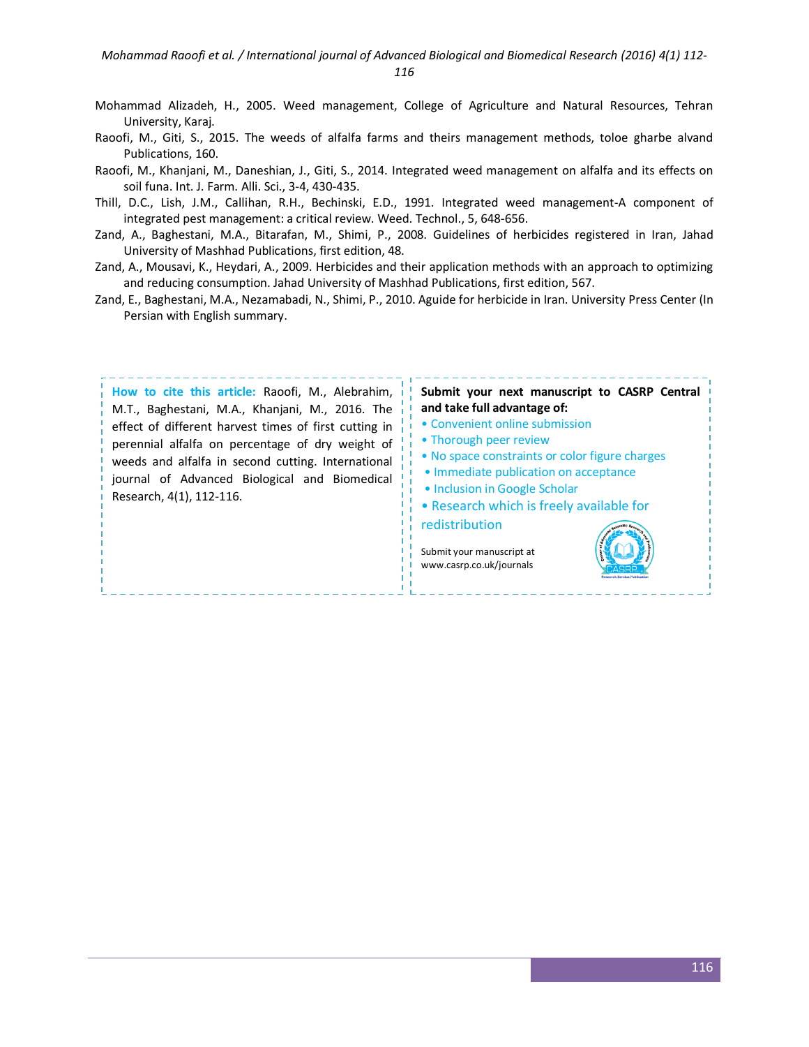Mohammad Alizadeh, H., 2005. Weed management, College of Agriculture and Natural Resources, Tehran University, Karaj.

Raoofi, M., Giti, S., 2015. The weeds of alfalfa farms and theirs management methods, toloe gharbe alvand Publications, 160.

Raoofi, M., Khanjani, M., Daneshian, J., Giti, S., 2014. Integrated weed management on alfalfa and its effects on soil funa. Int. J. Farm. Alli. Sci., 3-4, 430-435.

Thill, D.C., Lish, J.M., Callihan, R.H., Bechinski, E.D., 1991. Integrated weed management-A component of integrated pest management: a critical review. Weed. Technol., 5, 648-656.

Zand, A., Baghestani, M.A., Bitarafan, M., Shimi, P., 2008. Guidelines of herbicides registered in Iran, Jahad University of Mashhad Publications, first edition, 48.

Zand, A., Mousavi, K., Heydari, A., 2009. Herbicides and their application methods with an approach to optimizing and reducing consumption. Jahad University of Mashhad Publications, first edition, 567.

Zand, E., Baghestani, M.A., Nezamabadi, N., Shimi, P., 2010. Aguide for herbicide in Iran. University Press Center (In Persian with English summary.

**How to cite this article:** Raoofi, M., Alebrahim, M.T., Baghestani, M.A., Khanjani, M., 2016. The effect of different harvest times of first cutting in perennial alfalfa on percentage of dry weight of weeds and alfalfa in second cutting. International journal of Advanced Biological and Biomedical Research, 4(1), 112-116.

**Submit your next manuscript to CASRP Central and take full advantage of:**

- Convenient online submission
- Thorough peer review
- No space constraints or color figure charges
- Immediate publication on acceptance
- Inclusion in Google Scholar
- Research which is freely available for redistribution

Submit your manuscript at www.casrp.co.uk/journals